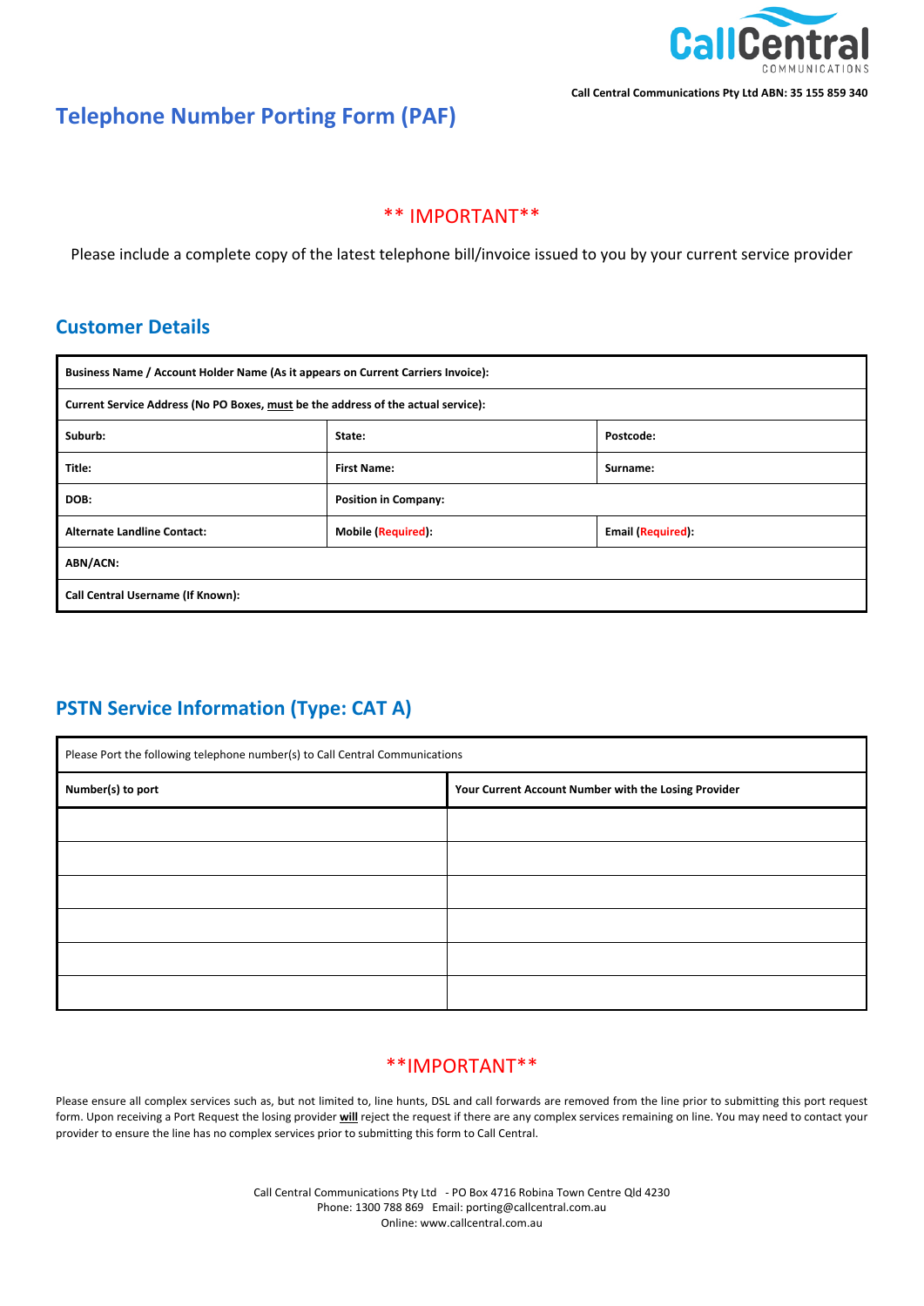Call Central Communications Pty Ltd ABN: 35 155 859 340

# Telephone Number Porting Form (PAF)

** IMPORTANT**

Please include a complete copy of the latest telephone bill/invoice issued to you by your current service provider

## Customer Details

| Business Name / Account Holder Name (As it appears on Current Carriers Invoice): | | |
|---|---|---|
| Current Service Address (No PO Boxes, must be the address of the actual service): | | |
| Suburb: | State: | Postcode: |
| Title: | First Name: | Surname: |
| DOB: | Position in Company: | |
| Alternate Landline Contact: | Mobile (Required): | Email (Required): |
| ABN/ACN: | | |
| Call Central Username (If Known): | | |

## PSTN Service Information (Type: CAT A)

| Please Port the following telephone number(s) to Call Central Communications | |
|---|---|
| **Number(s) to port** | **Your Current Account Number with the Losing Provider** |
| | |
| | |
| | |
| | |
| | |
| | |

**IMPORTANT**

Please ensure all complex services such as, but not limited to, line hunts, DSL and call forwards are removed from the line prior to submitting this port request form. Upon receiving a Port Request the losing provider **will** reject the request if there are any complex services remaining on line. You may need to contact your provider to ensure the line has no complex services prior to submitting this form to Call Central.

Call Central Communications Pty Ltd - PO Box 4716 Robina Town Centre Qld 4230
Phone: 1300 788 869 Email: porting@callcentral.com.au
Online: www.callcentral.com.au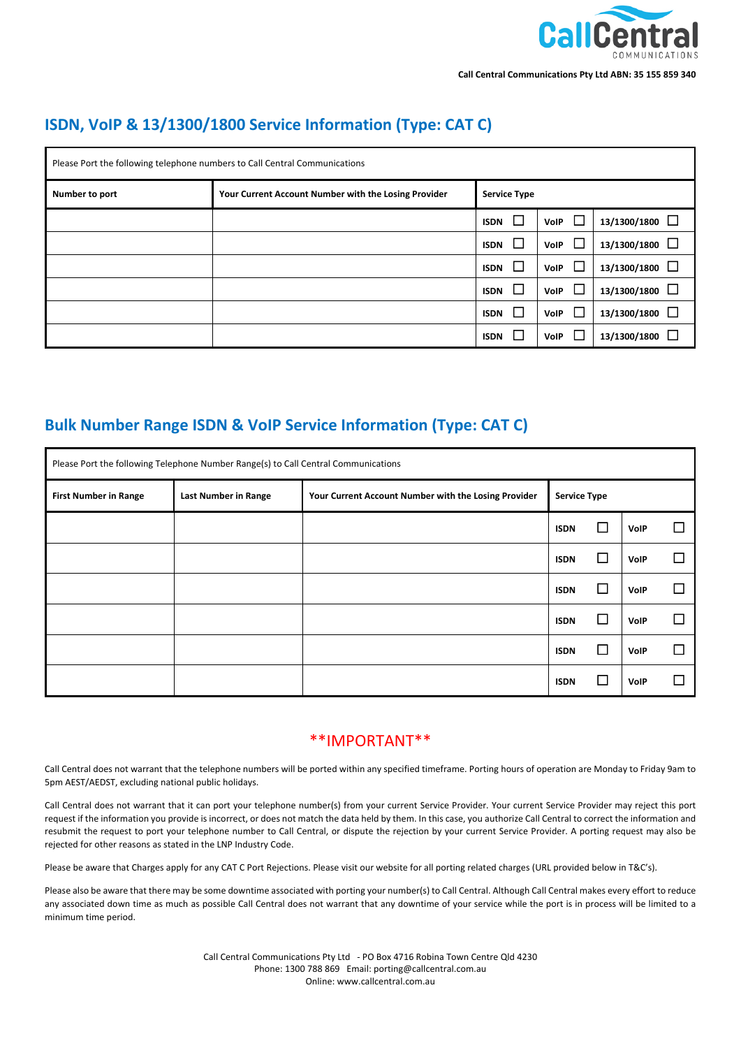Call Central Communications Pty Ltd ABN: 35 155 859 340

## ISDN, VoIP & 13/1300/1800 Service Information (Type: CAT C)

| Please Port the following telephone numbers to Call Central Communications | | | | |
|---|---|---|---|---|
| **Number to port** | **Your Current Account Number with the Losing Provider** | **Service Type** | | |
| | | **ISDN** ☐ | **VoIP** ☐ | **13/1300/1800** ☐ |
| | | **ISDN** ☐ | **VoIP** ☐ | **13/1300/1800** ☐ |
| | | **ISDN** ☐ | **VoIP** ☐ | **13/1300/1800** ☐ |
| | | **ISDN** ☐ | **VoIP** ☐ | **13/1300/1800** ☐ |
| | | **ISDN** ☐ | **VoIP** ☐ | **13/1300/1800** ☐ |
| | | **ISDN** ☐ | **VoIP** ☐ | **13/1300/1800** ☐ |

## Bulk Number Range ISDN & VoIP Service Information (Type: CAT C)

| Please Port the following Telephone Number Range(s) to Call Central Communications | | | | |
|---|---|---|---|---|
| **First Number in Range** | **Last Number in Range** | **Your Current Account Number with the Losing Provider** | **Service Type** | |
| | | | **ISDN** ☐ | **VoIP** ☐ |
| | | | **ISDN** ☐ | **VoIP** ☐ |
| | | | **ISDN** ☐ | **VoIP** ☐ |
| | | | **ISDN** ☐ | **VoIP** ☐ |
| | | | **ISDN** ☐ | **VoIP** ☐ |
| | | | **ISDN** ☐ | **VoIP** ☐ |

**IMPORTANT**

Call Central does not warrant that the telephone numbers will be ported within any specified timeframe. Porting hours of operation are Monday to Friday 9am to 5pm AEST/AEDST, excluding national public holidays.

Call Central does not warrant that it can port your telephone number(s) from your current Service Provider. Your current Service Provider may reject this port request if the information you provide is incorrect, or does not match the data held by them. In this case, you authorize Call Central to correct the information and resubmit the request to port your telephone number to Call Central, or dispute the rejection by your current Service Provider. A porting request may also be rejected for other reasons as stated in the LNP Industry Code.

Please be aware that Charges apply for any CAT C Port Rejections. Please visit our website for all porting related charges (URL provided below in T&C's).

Please also be aware that there may be some downtime associated with porting your number(s) to Call Central. Although Call Central makes every effort to reduce any associated down time as much as possible Call Central does not warrant that any downtime of your service while the port is in process will be limited to a minimum time period.

Call Central Communications Pty Ltd - PO Box 4716 Robina Town Centre Qld 4230
Phone: 1300 788 869 Email: porting@callcentral.com.au
Online: www.callcentral.com.au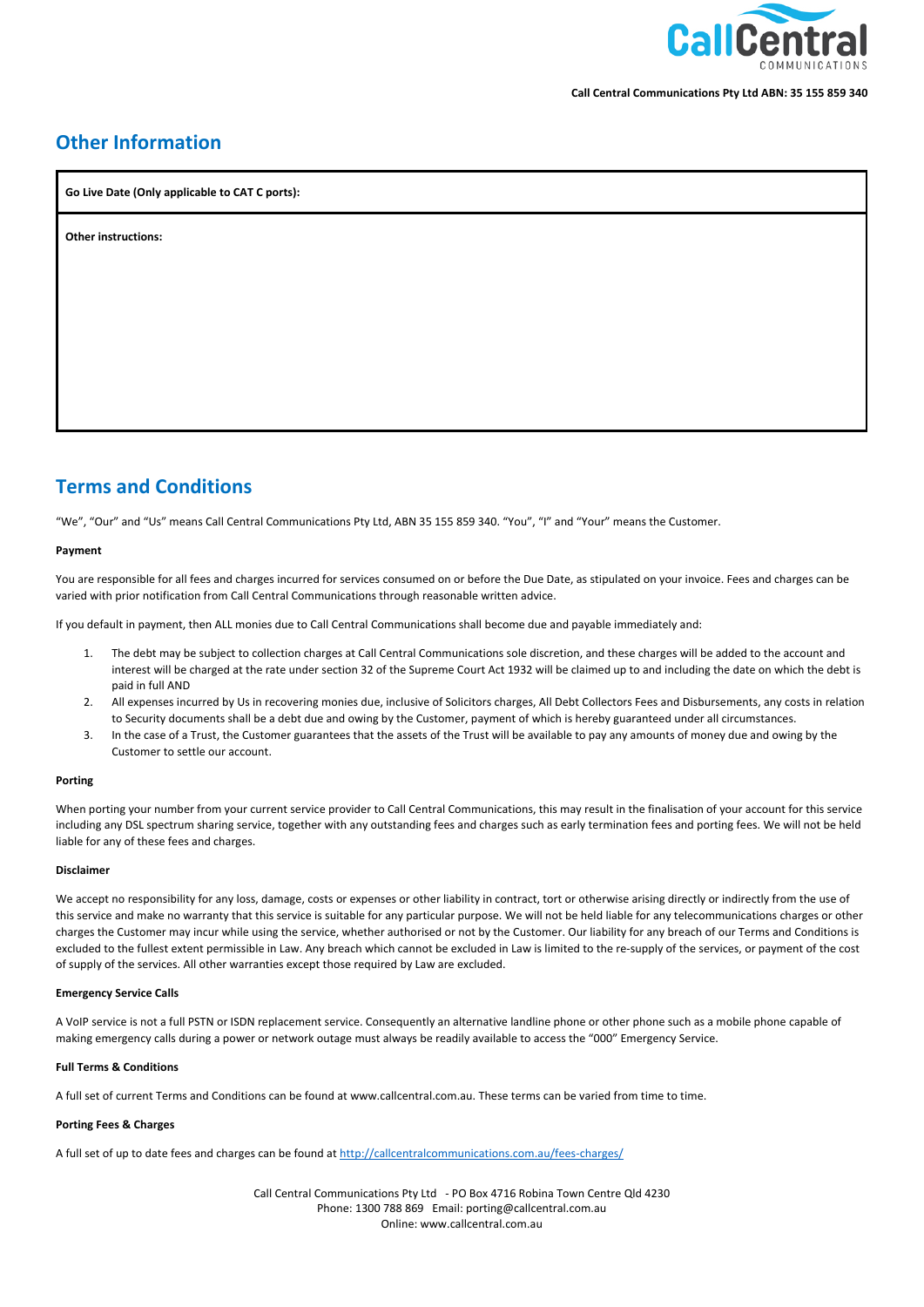Call Central Communications Pty Ltd ABN: 35 155 859 340

## Other Information

| Go Live Date (Only applicable to CAT C ports): |
|---|
| **Other instructions:** |

## Terms and Conditions

"We", "Our" and "Us" means Call Central Communications Pty Ltd, ABN 35 155 859 340. "You", "I" and "Your" means the Customer.

**Payment**

You are responsible for all fees and charges incurred for services consumed on or before the Due Date, as stipulated on your invoice. Fees and charges can be varied with prior notification from Call Central Communications through reasonable written advice.

If you default in payment, then ALL monies due to Call Central Communications shall become due and payable immediately and:

1. The debt may be subject to collection charges at Call Central Communications sole discretion, and these charges will be added to the account and interest will be charged at the rate under section 32 of the Supreme Court Act 1932 will be claimed up to and including the date on which the debt is paid in full AND
2. All expenses incurred by Us in recovering monies due, inclusive of Solicitors charges, All Debt Collectors Fees and Disbursements, any costs in relation to Security documents shall be a debt due and owing by the Customer, payment of which is hereby guaranteed under all circumstances.
3. In the case of a Trust, the Customer guarantees that the assets of the Trust will be available to pay any amounts of money due and owing by the Customer to settle our account.

**Porting**

When porting your number from your current service provider to Call Central Communications, this may result in the finalisation of your account for this service including any DSL spectrum sharing service, together with any outstanding fees and charges such as early termination fees and porting fees. We will not be held liable for any of these fees and charges.

**Disclaimer**

We accept no responsibility for any loss, damage, costs or expenses or other liability in contract, tort or otherwise arising directly or indirectly from the use of this service and make no warranty that this service is suitable for any particular purpose. We will not be held liable for any telecommunications charges or other charges the Customer may incur while using the service, whether authorised or not by the Customer. Our liability for any breach of our Terms and Conditions is excluded to the fullest extent permissible in Law. Any breach which cannot be excluded in Law is limited to the re-supply of the services, or payment of the cost of supply of the services. All other warranties except those required by Law are excluded.

**Emergency Service Calls**

A VoIP service is not a full PSTN or ISDN replacement service. Consequently an alternative landline phone or other phone such as a mobile phone capable of making emergency calls during a power or network outage must always be readily available to access the "000" Emergency Service.

**Full Terms & Conditions**

A full set of current Terms and Conditions can be found at www.callcentral.com.au. These terms can be varied from time to time.

**Porting Fees & Charges**

A full set of up to date fees and charges can be found at http://callcentralcommunications.com.au/fees-charges/

Call Central Communications Pty Ltd - PO Box 4716 Robina Town Centre Qld 4230
Phone: 1300 788 869 Email: porting@callcentral.com.au
Online: www.callcentral.com.au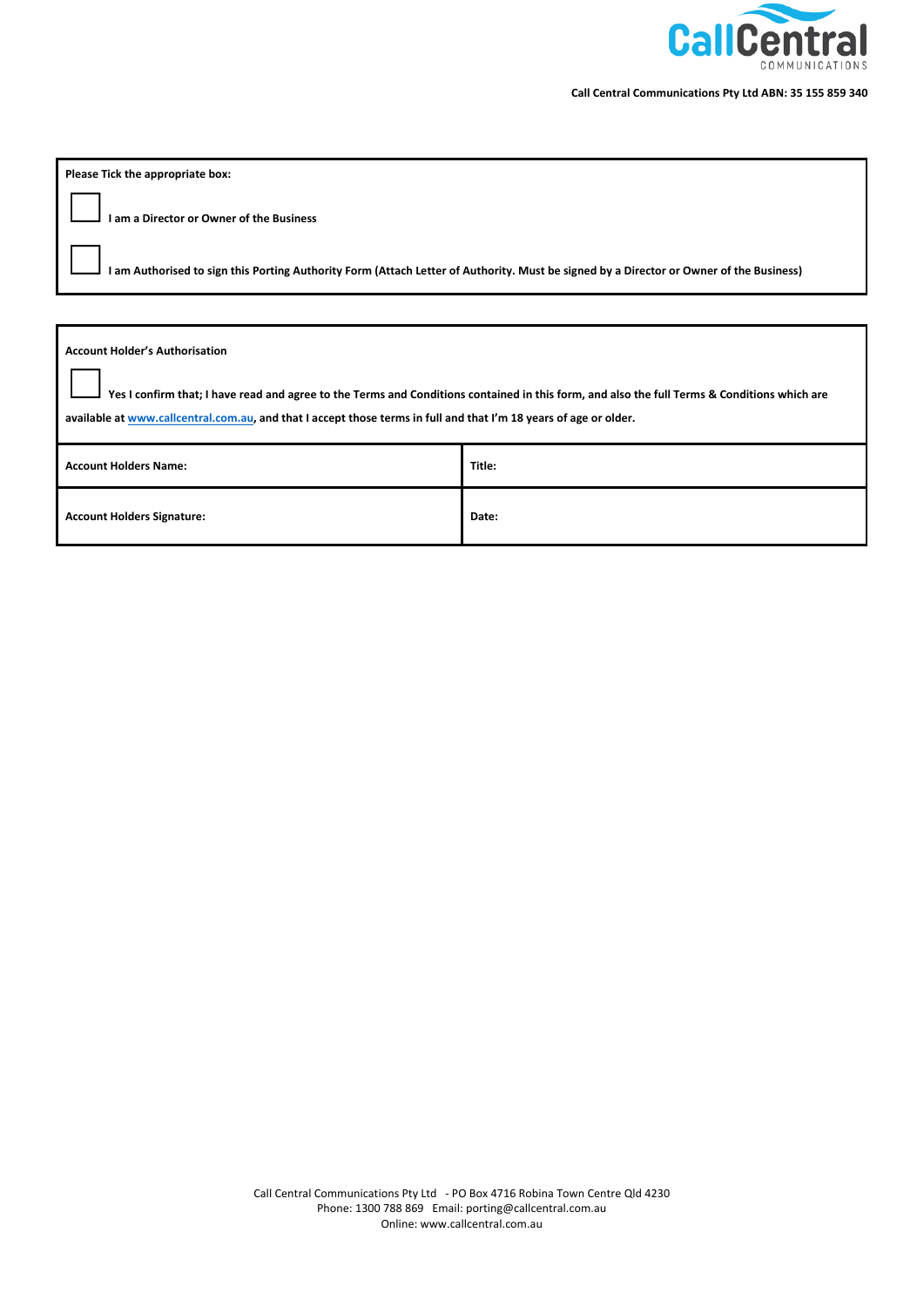**Call Central Communications Pty Ltd ABN: 35 155 859 340**

**Please Tick the appropriate box:**

☐ **I am a Director or Owner of the Business**

☐ **I am Authorised to sign this Porting Authority Form (Attach Letter of Authority. Must be signed by a Director or Owner of the Business)**

**Account Holder's Authorisation**

☐ **Yes I confirm that; I have read and agree to the Terms and Conditions contained in this form, and also the full Terms & Conditions which are available at [www.callcentral.com.au](http://www.callcentral.com.au), and that I accept those terms in full and that I'm 18 years of age or older.**

| | |
|---|---|
| **Account Holders Name:** | **Title:** |
| **Account Holders Signature:** | **Date:** |

Call Central Communications Pty Ltd - PO Box 4716 Robina Town Centre Qld 4230
Phone: 1300 788 869 Email: porting@callcentral.com.au
Online: www.callcentral.com.au